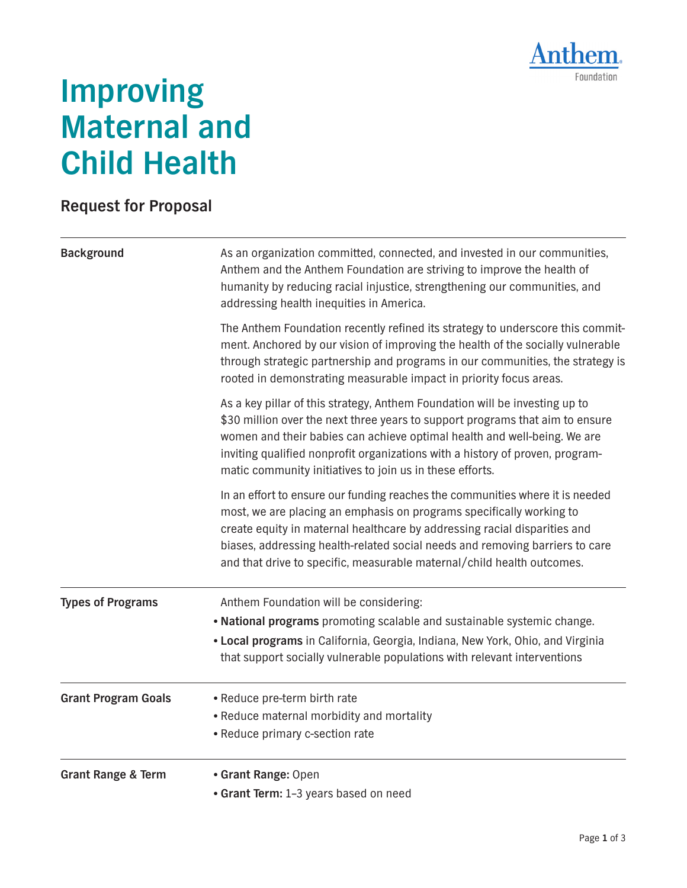Anthem Foundation

# Improving Maternal and Child Health

## Request for Proposal

### Background

As an organization committed, connected, and invested in our communities, Anthem and the Anthem Foundation are striving to improve the health of humanity by reducing racial injustice, strengthening our communities, and addressing health inequities in America.

The Anthem Foundation recently refined its strategy to underscore this commitment. Anchored by our vision of improving the health of the socially vulnerable through strategic partnership and programs in our communities, the strategy is rooted in demonstrating measurable impact in priority focus areas.

As a key pillar of this strategy, Anthem Foundation will be investing up to $30 million over the next three years to support programs that aim to ensure women and their babies can achieve optimal health and well-being. We are inviting qualified nonprofit organizations with a history of proven, programmatic community initiatives to join us in these efforts.

In an effort to ensure our funding reaches the communities where it is needed most, we are placing an emphasis on programs specifically working to create equity in maternal healthcare by addressing racial disparities and biases, addressing health-related social needs and removing barriers to care and that drive to specific, measurable maternal/child health outcomes.

### Types of Programs

Anthem Foundation will be considering:

- **National programs** promoting scalable and sustainable systemic change.
- **Local programs** in California, Georgia, Indiana, New York, Ohio, and Virginia that support socially vulnerable populations with relevant interventions

### Grant Program Goals

- Reduce pre-term birth rate
- Reduce maternal morbidity and mortality
- Reduce primary c-section rate

### Grant Range & Term

- **Grant Range:** Open
- **Grant Term:** 1–3 years based on need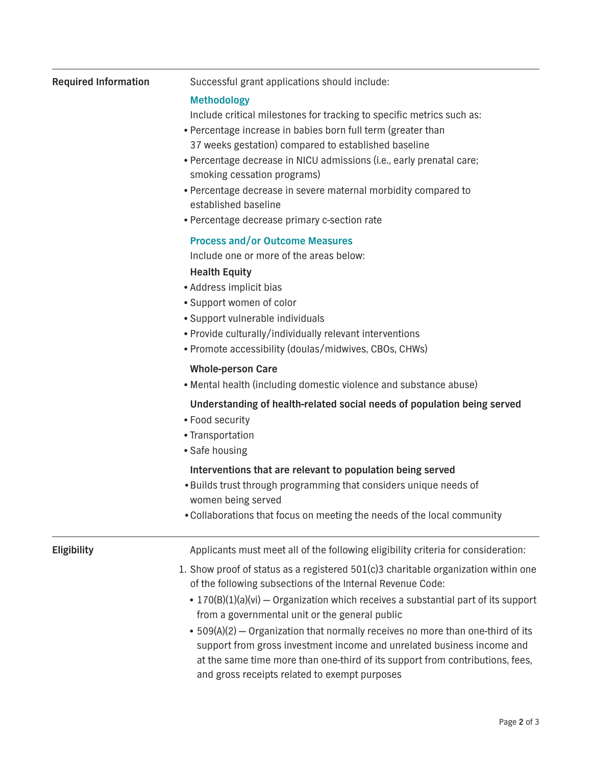## Required Information

Successful grant applications should include:

### Methodology

Include critical milestones for tracking to specific metrics such as:

- Percentage increase in babies born full term (greater than 37 weeks gestation) compared to established baseline
- Percentage decrease in NICU admissions (i.e., early prenatal care; smoking cessation programs)
- Percentage decrease in severe maternal morbidity compared to established baseline
- Percentage decrease primary c-section rate

### Process and/or Outcome Measures

Include one or more of the areas below:

**Health Equity**

- Address implicit bias
- Support women of color
- Support vulnerable individuals
- Provide culturally/individually relevant interventions
- Promote accessibility (doulas/midwives, CBOs, CHWs)

**Whole-person Care**

- Mental health (including domestic violence and substance abuse)

**Understanding of health-related social needs of population being served**

- Food security
- Transportation
- Safe housing

**Interventions that are relevant to population being served**

- Builds trust through programming that considers unique needs of women being served
- Collaborations that focus on meeting the needs of the local community

## Eligibility

Applicants must meet all of the following eligibility criteria for consideration:

1. Show proof of status as a registered 501(c)3 charitable organization within one of the following subsections of the Internal Revenue Code:
   - 170(B)(1)(a)(vi) — Organization which receives a substantial part of its support from a governmental unit or the general public
   - 509(A)(2) — Organization that normally receives no more than one-third of its support from gross investment income and unrelated business income and at the same time more than one-third of its support from contributions, fees, and gross receipts related to exempt purposes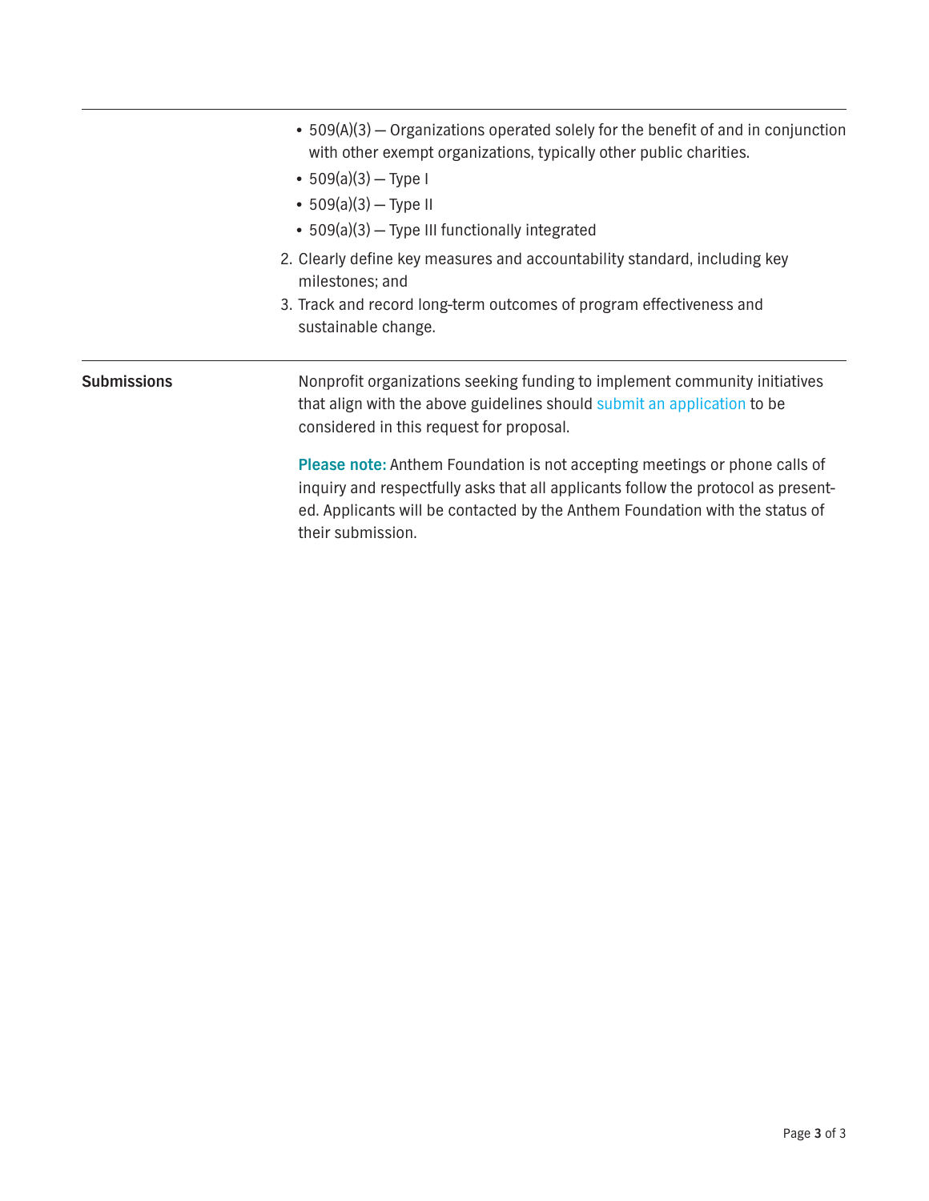- 509(A)(3) — Organizations operated solely for the benefit of and in conjunction with other exempt organizations, typically other public charities.
- 509(a)(3) — Type I
- 509(a)(3) — Type II
- 509(a)(3) — Type III functionally integrated

2. Clearly define key measures and accountability standard, including key milestones; and
3. Track and record long-term outcomes of program effectiveness and sustainable change.

**Submissions**

Nonprofit organizations seeking funding to implement community initiatives that align with the above guidelines should submit an application to be considered in this request for proposal.

**Please note:** Anthem Foundation is not accepting meetings or phone calls of inquiry and respectfully asks that all applicants follow the protocol as presented. Applicants will be contacted by the Anthem Foundation with the status of their submission.